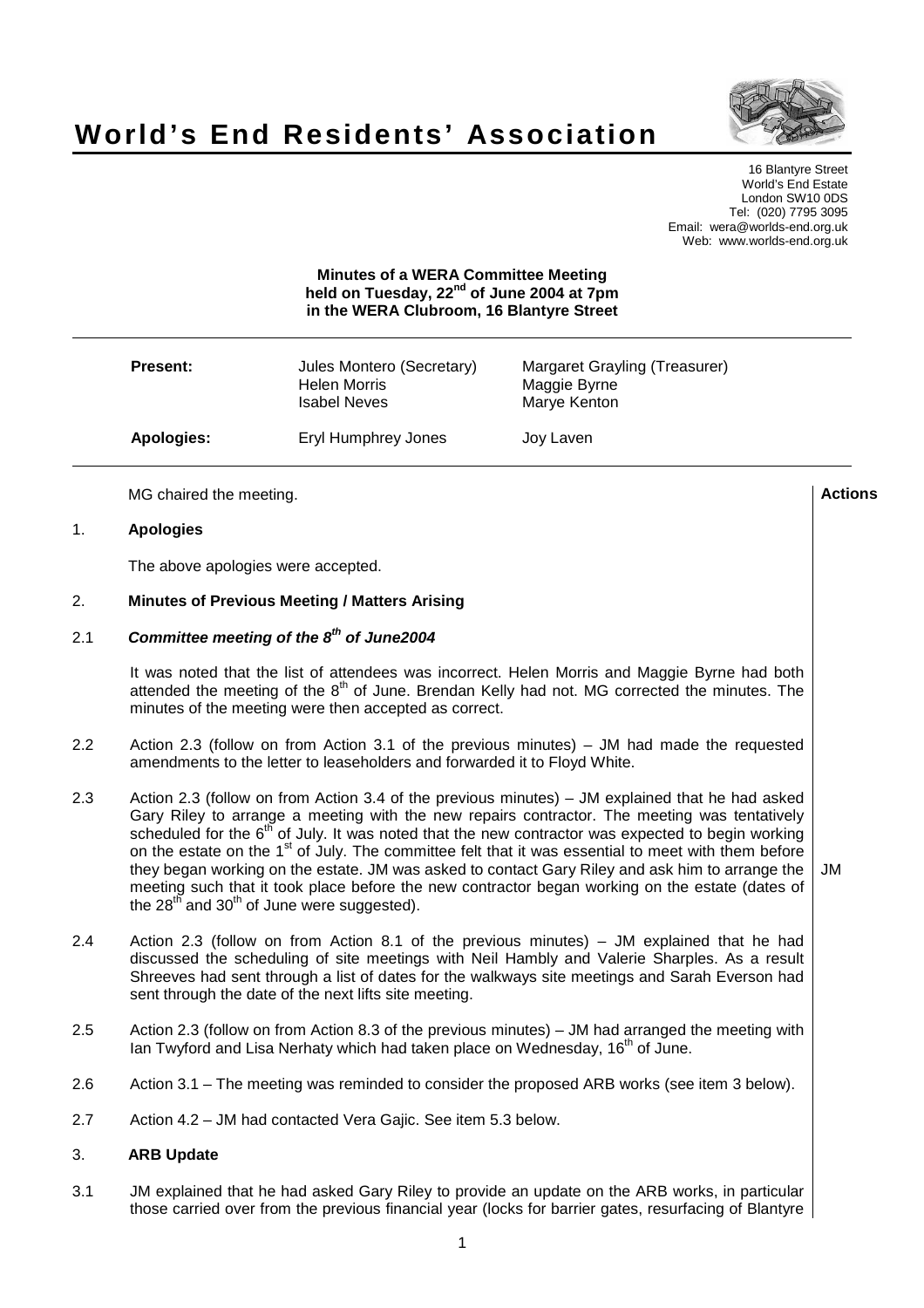# World's End Residents' Association

16 Blantyre Street
World's End Estate
London SW10 0DS
Tel: (020) 7795 3095
Email: wera@worlds-end.org.uk
Web: www.worlds-end.org.uk

**Minutes of a WERA Committee Meeting held on Tuesday, 22nd of June 2004 at 7pm in the WERA Clubroom, 16 Blantyre Street**

| | | |
|---|---|---|
| **Present:** | Jules Montero (Secretary) | Margaret Grayling (Treasurer) |
| | Helen Morris | Maggie Byrne |
| | Isabel Neves | Marye Kenton |
| **Apologies:** | Eryl Humphrey Jones | Joy Laven |

MG chaired the meeting.

**Actions**

## 1. Apologies

The above apologies were accepted.

## 2. Minutes of Previous Meeting / Matters Arising

### 2.1 *Committee meeting of the 8th of June2004*

It was noted that the list of attendees was incorrect. Helen Morris and Maggie Byrne had both attended the meeting of the 8th of June. Brendan Kelly had not. MG corrected the minutes. The minutes of the meeting were then accepted as correct.

2.2 Action 2.3 (follow on from Action 3.1 of the previous minutes) – JM had made the requested amendments to the letter to leaseholders and forwarded it to Floyd White.

2.3 Action 2.3 (follow on from Action 3.4 of the previous minutes) – JM explained that he had asked Gary Riley to arrange a meeting with the new repairs contractor. The meeting was tentatively scheduled for the 6th of July. It was noted that the new contractor was expected to begin working on the estate on the 1st of July. The committee felt that it was essential to meet with them before they began working on the estate. JM was asked to contact Gary Riley and ask him to arrange the meeting such that it took place before the new contractor began working on the estate (dates of the 28th and 30th of June were suggested). **JM**

2.4 Action 2.3 (follow on from Action 8.1 of the previous minutes) – JM explained that he had discussed the scheduling of site meetings with Neil Hambly and Valerie Sharples. As a result Shreeves had sent through a list of dates for the walkways site meetings and Sarah Everson had sent through the date of the next lifts site meeting.

2.5 Action 2.3 (follow on from Action 8.3 of the previous minutes) – JM had arranged the meeting with Ian Twyford and Lisa Nerhaty which had taken place on Wednesday, 16th of June.

2.6 Action 3.1 – The meeting was reminded to consider the proposed ARB works (see item 3 below).

2.7 Action 4.2 – JM had contacted Vera Gajic. See item 5.3 below.

## 3. ARB Update

3.1 JM explained that he had asked Gary Riley to provide an update on the ARB works, in particular those carried over from the previous financial year (locks for barrier gates, resurfacing of Blantyre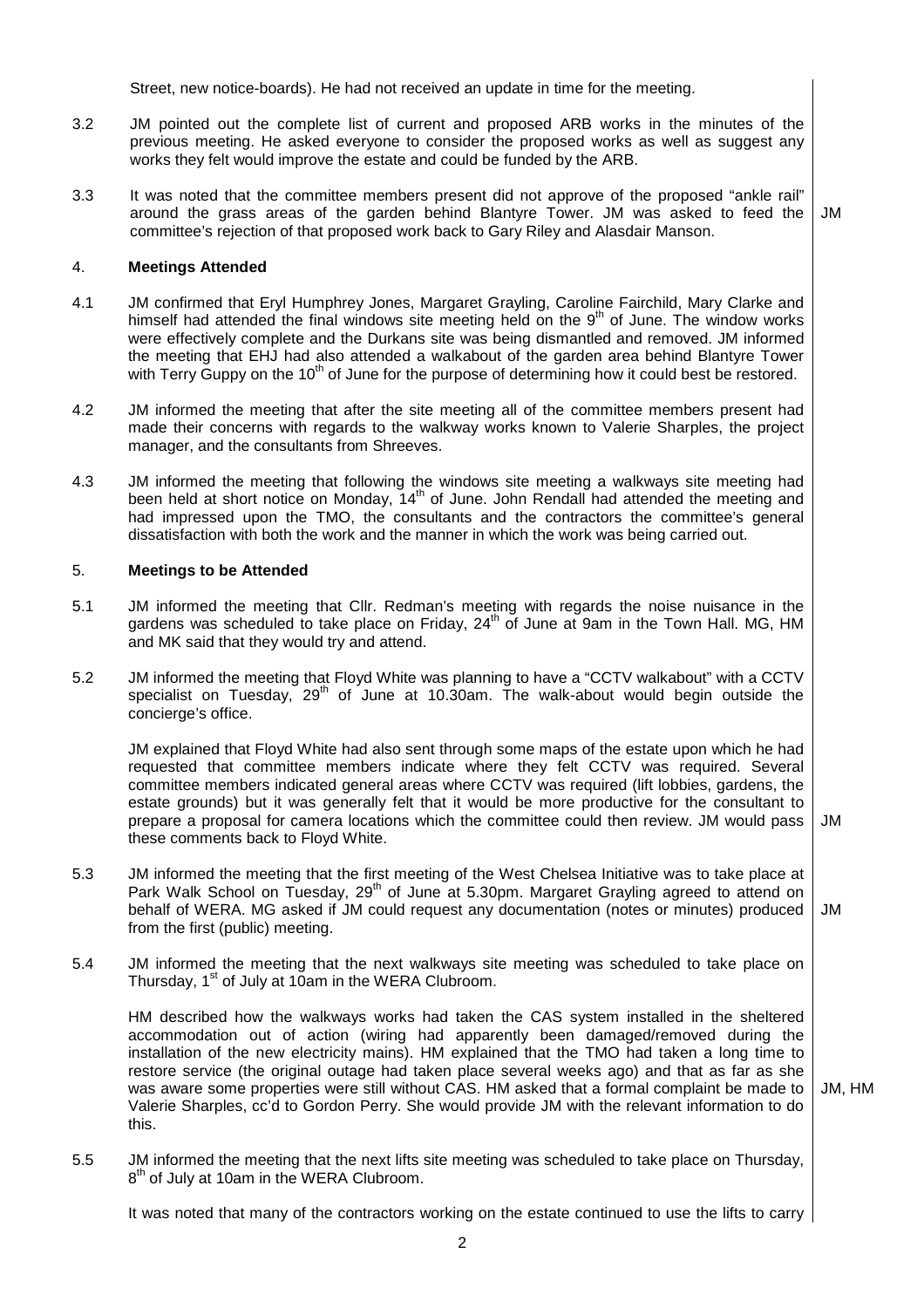Street, new notice-boards). He had not received an update in time for the meeting.

3.2 JM pointed out the complete list of current and proposed ARB works in the minutes of the previous meeting. He asked everyone to consider the proposed works as well as suggest any works they felt would improve the estate and could be funded by the ARB.

3.3 It was noted that the committee members present did not approve of the proposed "ankle rail" around the grass areas of the garden behind Blantyre Tower. JM was asked to feed the committee's rejection of that proposed work back to Gary Riley and Alasdair Manson. — **JM**

## 4. Meetings Attended

4.1 JM confirmed that Eryl Humphrey Jones, Margaret Grayling, Caroline Fairchild, Mary Clarke and himself had attended the final windows site meeting held on the 9th of June. The window works were effectively complete and the Durkans site was being dismantled and removed. JM informed the meeting that EHJ had also attended a walkabout of the garden area behind Blantyre Tower with Terry Guppy on the 10th of June for the purpose of determining how it could best be restored.

4.2 JM informed the meeting that after the site meeting all of the committee members present had made their concerns with regards to the walkway works known to Valerie Sharples, the project manager, and the consultants from Shreeves.

4.3 JM informed the meeting that following the windows site meeting a walkways site meeting had been held at short notice on Monday, 14th of June. John Rendall had attended the meeting and had impressed upon the TMO, the consultants and the contractors the committee's general dissatisfaction with both the work and the manner in which the work was being carried out.

## 5. Meetings to be Attended

5.1 JM informed the meeting that Cllr. Redman's meeting with regards the noise nuisance in the gardens was scheduled to take place on Friday, 24th of June at 9am in the Town Hall. MG, HM and MK said that they would try and attend.

5.2 JM informed the meeting that Floyd White was planning to have a "CCTV walkabout" with a CCTV specialist on Tuesday, 29th of June at 10.30am. The walk-about would begin outside the concierge's office.

JM explained that Floyd White had also sent through some maps of the estate upon which he had requested that committee members indicate where they felt CCTV was required. Several committee members indicated general areas where CCTV was required (lift lobbies, gardens, the estate grounds) but it was generally felt that it would be more productive for the consultant to prepare a proposal for camera locations which the committee could then review. JM would pass these comments back to Floyd White. — **JM**

5.3 JM informed the meeting that the first meeting of the West Chelsea Initiative was to take place at Park Walk School on Tuesday, 29th of June at 5.30pm. Margaret Grayling agreed to attend on behalf of WERA. MG asked if JM could request any documentation (notes or minutes) produced from the first (public) meeting. — **JM**

5.4 JM informed the meeting that the next walkways site meeting was scheduled to take place on Thursday, 1st of July at 10am in the WERA Clubroom.

HM described how the walkways works had taken the CAS system installed in the sheltered accommodation out of action (wiring had apparently been damaged/removed during the installation of the new electricity mains). HM explained that the TMO had taken a long time to restore service (the original outage had taken place several weeks ago) and that as far as she was aware some properties were still without CAS. HM asked that a formal complaint be made to Valerie Sharples, cc'd to Gordon Perry. She would provide JM with the relevant information to do this. — **JM, HM**

5.5 JM informed the meeting that the next lifts site meeting was scheduled to take place on Thursday, 8th of July at 10am in the WERA Clubroom.

It was noted that many of the contractors working on the estate continued to use the lifts to carry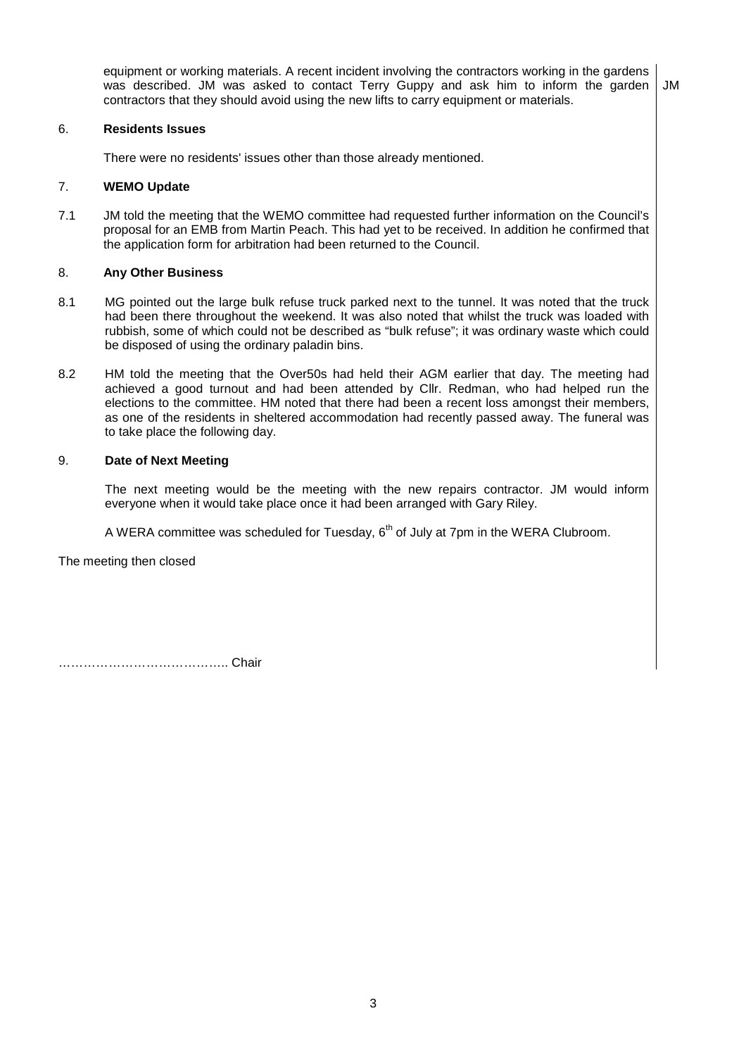equipment or working materials. A recent incident involving the contractors working in the gardens was described. JM was asked to contact Terry Guppy and ask him to inform the garden contractors that they should avoid using the new lifts to carry equipment or materials. **JM**

6. **Residents Issues**

There were no residents' issues other than those already mentioned.

7. **WEMO Update**

7.1 JM told the meeting that the WEMO committee had requested further information on the Council's proposal for an EMB from Martin Peach. This had yet to be received. In addition he confirmed that the application form for arbitration had been returned to the Council.

8. **Any Other Business**

8.1 MG pointed out the large bulk refuse truck parked next to the tunnel. It was noted that the truck had been there throughout the weekend. It was also noted that whilst the truck was loaded with rubbish, some of which could not be described as "bulk refuse"; it was ordinary waste which could be disposed of using the ordinary paladin bins.

8.2 HM told the meeting that the Over50s had held their AGM earlier that day. The meeting had achieved a good turnout and had been attended by Cllr. Redman, who had helped run the elections to the committee. HM noted that there had been a recent loss amongst their members, as one of the residents in sheltered accommodation had recently passed away. The funeral was to take place the following day.

9. **Date of Next Meeting**

The next meeting would be the meeting with the new repairs contractor. JM would inform everyone when it would take place once it had been arranged with Gary Riley.

A WERA committee was scheduled for Tuesday, 6th of July at 7pm in the WERA Clubroom.

The meeting then closed

………………………………….. Chair